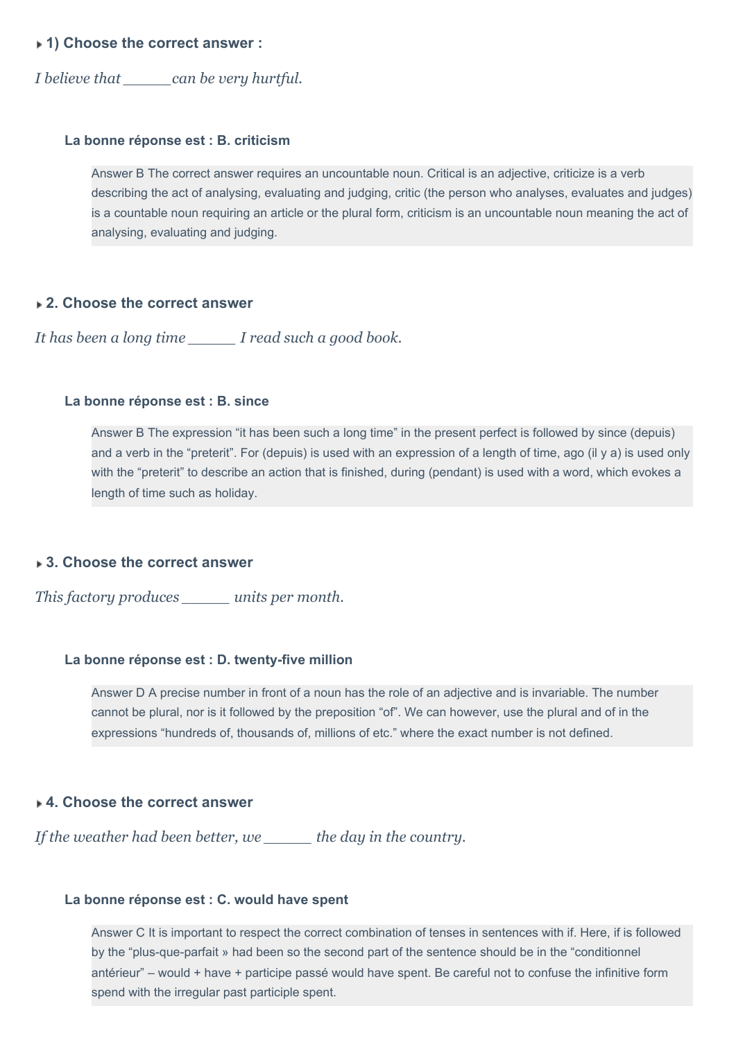### 1) Choose the correct answer :

*I believe that ______can be very hurtful.*

**La bonne réponse est : B. criticism**

> Answer B The correct answer requires an uncountable noun. Critical is an adjective, criticize is a verb describing the act of analysing, evaluating and judging, critic (the person who analyses, evaluates and judges) is a countable noun requiring an article or the plural form, criticism is an uncountable noun meaning the act of analysing, evaluating and judging.

### 2. Choose the correct answer

*It has been a long time ______ I read such a good book.*

**La bonne réponse est : B. since**

> Answer B The expression "it has been such a long time" in the present perfect is followed by since (depuis) and a verb in the "preterit". For (depuis) is used with an expression of a length of time, ago (il y a) is used only with the "preterit" to describe an action that is finished, during (pendant) is used with a word, which evokes a length of time such as holiday.

### 3. Choose the correct answer

*This factory produces ______ units per month.*

**La bonne réponse est : D. twenty-five million**

> Answer D A precise number in front of a noun has the role of an adjective and is invariable. The number cannot be plural, nor is it followed by the preposition "of". We can however, use the plural and of in the expressions "hundreds of, thousands of, millions of etc." where the exact number is not defined.

### 4. Choose the correct answer

*If the weather had been better, we ______ the day in the country.*

**La bonne réponse est : C. would have spent**

> Answer C It is important to respect the correct combination of tenses in sentences with if. Here, if is followed by the "plus-que-parfait » had been so the second part of the sentence should be in the "conditionnel antérieur" – would + have + participe passé would have spent. Be careful not to confuse the infinitive form spend with the irregular past participle spent.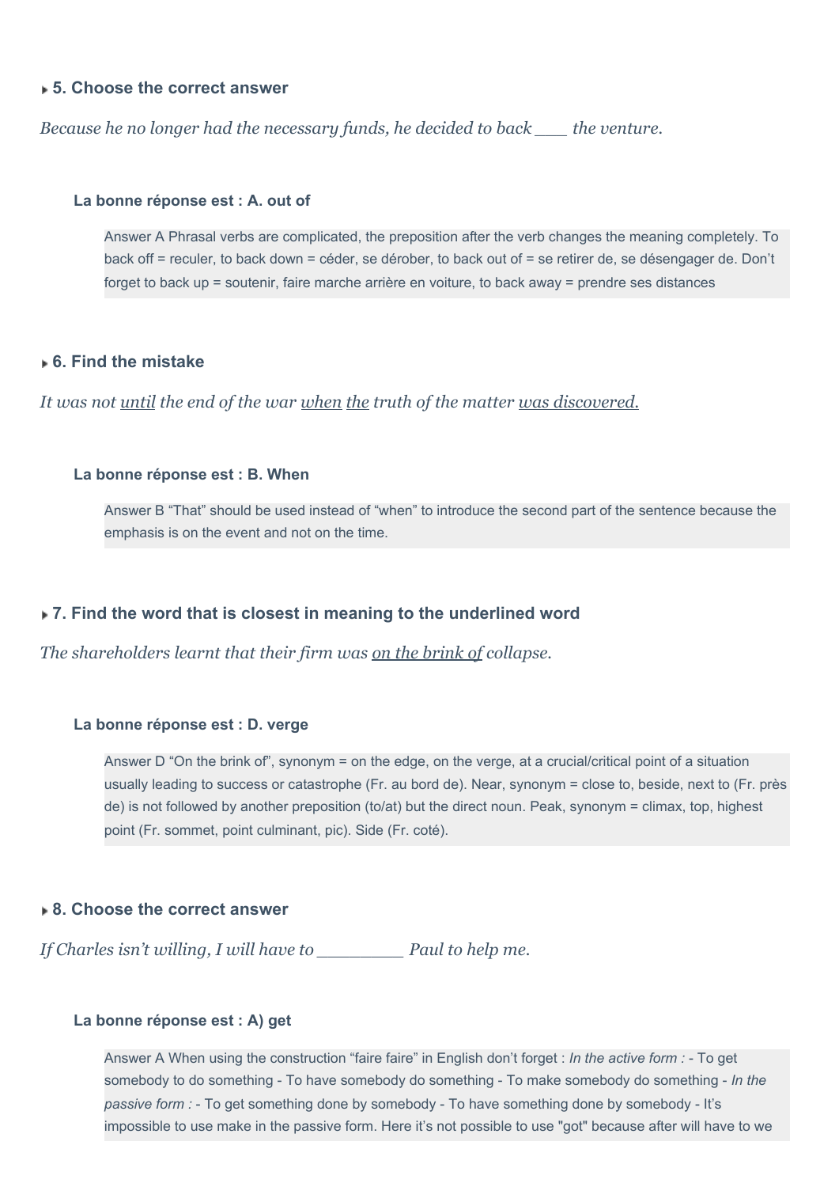### 5. Choose the correct answer

*Because he no longer had the necessary funds, he decided to back ___ the venture.*

**La bonne réponse est : A. out of**

> Answer A Phrasal verbs are complicated, the preposition after the verb changes the meaning completely. To back off = reculer, to back down = céder, se dérober, to back out of = se retirer de, se désengager de. Don't forget to back up = soutenir, faire marche arrière en voiture, to back away = prendre ses distances

### 6. Find the mistake

*It was not <u>until</u> the end of the war <u>when</u> <u>the</u> truth of the matter <u>was discovered.</u>*

**La bonne réponse est : B. When**

> Answer B "That" should be used instead of "when" to introduce the second part of the sentence because the emphasis is on the event and not on the time.

### 7. Find the word that is closest in meaning to the underlined word

*The shareholders learnt that their firm was <u>on the brink of</u> collapse.*

**La bonne réponse est : D. verge**

> Answer D "On the brink of", synonym = on the edge, on the verge, at a crucial/critical point of a situation usually leading to success or catastrophe (Fr. au bord de). Near, synonym = close to, beside, next to (Fr. près de) is not followed by another preposition (to/at) but the direct noun. Peak, synonym = climax, top, highest point (Fr. sommet, point culminant, pic). Side (Fr. coté).

### 8. Choose the correct answer

*If Charles isn't willing, I will have to ________ Paul to help me.*

**La bonne réponse est : A) get**

> Answer A When using the construction "faire faire" in English don't forget : *In the active form :* - To get somebody to do something - To have somebody do something - To make somebody do something - *In the passive form :* - To get something done by somebody - To have something done by somebody - It's impossible to use make in the passive form. Here it's not possible to use "got" because after will have to we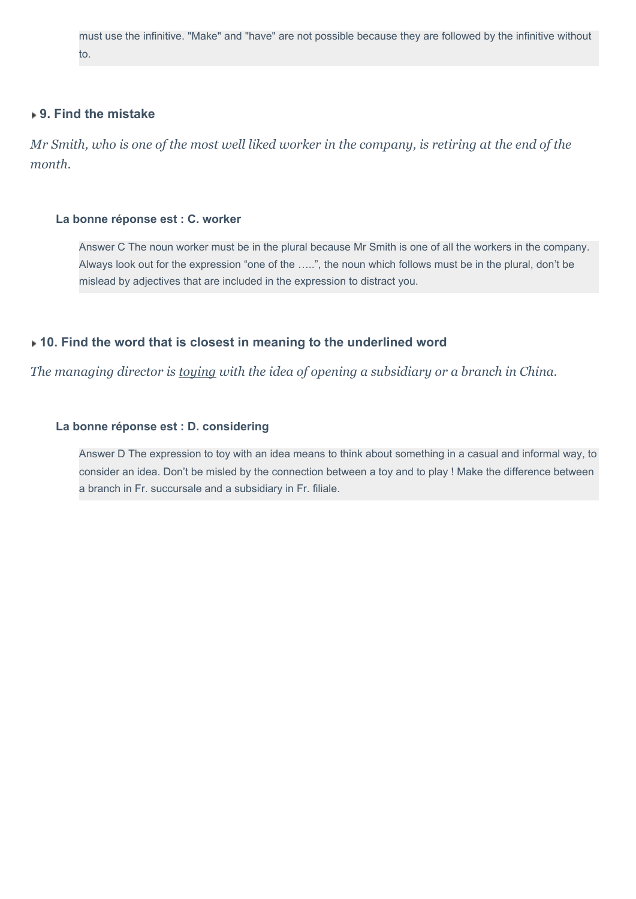must use the infinitive. "Make" and "have" are not possible because they are followed by the infinitive without to.

### 9. Find the mistake

*Mr Smith, who is one of the most well liked worker in the company, is retiring at the end of the month.*

**La bonne réponse est : C. worker**

Answer C The noun worker must be in the plural because Mr Smith is one of all the workers in the company. Always look out for the expression “one of the …..”, the noun which follows must be in the plural, don’t be mislead by adjectives that are included in the expression to distract you.

### 10. Find the word that is closest in meaning to the underlined word

*The managing director is <u>toying</u> with the idea of opening a subsidiary or a branch in China.*

**La bonne réponse est : D. considering**

Answer D The expression to toy with an idea means to think about something in a casual and informal way, to consider an idea. Don’t be misled by the connection between a toy and to play ! Make the difference between a branch in Fr. succursale and a subsidiary in Fr. filiale.